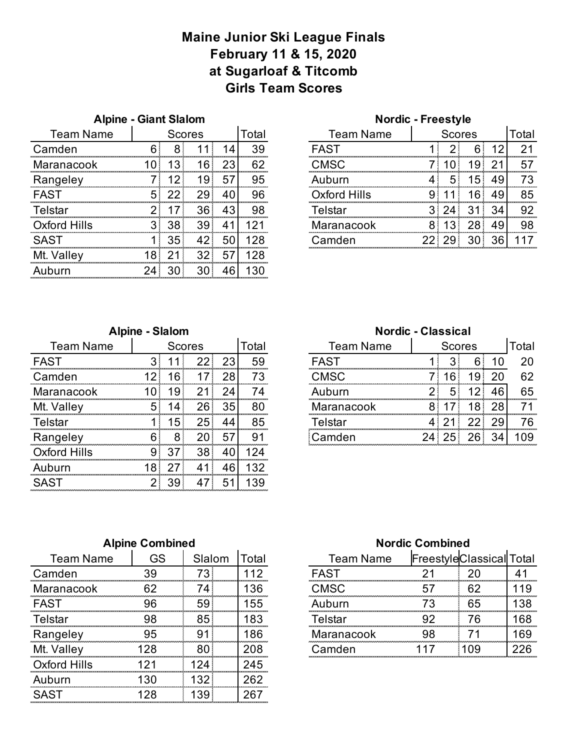# Maine Junior Ski League Finals
## February 11 & 15, 2020
## at Sugarloaf & Titcomb
## Girls Team Scores

### Alpine - Giant Slalom

| Team Name | Scores | | | | Total |
|---|---|---|---|---|---|
| Camden | 6 | 8 | 11 | 14 | 39 |
| Maranacook | 10 | 13 | 16 | 23 | 62 |
| Rangeley | 7 | 12 | 19 | 57 | 95 |
| FAST | 5 | 22 | 29 | 40 | 96 |
| Telstar | 2 | 17 | 36 | 43 | 98 |
| Oxford Hills | 3 | 38 | 39 | 41 | 121 |
| SAST | 1 | 35 | 42 | 50 | 128 |
| Mt. Valley | 18 | 21 | 32 | 57 | 128 |
| Auburn | 24 | 30 | 30 | 46 | 130 |

### Nordic - Freestyle

| Team Name | Scores | | | | Total |
|---|---|---|---|---|---|
| FAST | 1 | 2 | 6 | 12 | 21 |
| CMSC | 7 | 10 | 19 | 21 | 57 |
| Auburn | 4 | 5 | 15 | 49 | 73 |
| Oxford Hills | 9 | 11 | 16 | 49 | 85 |
| Telstar | 3 | 24 | 31 | 34 | 92 |
| Maranacook | 8 | 13 | 28 | 49 | 98 |
| Camden | 22 | 29 | 30 | 36 | 117 |

### Alpine - Slalom

| Team Name | Scores | | | | Total |
|---|---|---|---|---|---|
| FAST | 3 | 11 | 22 | 23 | 59 |
| Camden | 12 | 16 | 17 | 28 | 73 |
| Maranacook | 10 | 19 | 21 | 24 | 74 |
| Mt. Valley | 5 | 14 | 26 | 35 | 80 |
| Telstar | 1 | 15 | 25 | 44 | 85 |
| Rangeley | 6 | 8 | 20 | 57 | 91 |
| Oxford Hills | 9 | 37 | 38 | 40 | 124 |
| Auburn | 18 | 27 | 41 | 46 | 132 |
| SAST | 2 | 39 | 47 | 51 | 139 |

### Nordic - Classical

| Team Name | Scores | | | | Total |
|---|---|---|---|---|---|
| FAST | 1 | 3 | 6 | 10 | 20 |
| CMSC | 7 | 16 | 19 | 20 | 62 |
| Auburn | 2 | 5 | 12 | 46 | 65 |
| Maranacook | 8 | 17 | 18 | 28 | 71 |
| Telstar | 4 | 21 | 22 | 29 | 76 |
| Camden | 24 | 25 | 26 | 34 | 109 |

### Alpine Combined

| Team Name | GS | Slalom | Total |
|---|---|---|---|
| Camden | 39 | 73 | 112 |
| Maranacook | 62 | 74 | 136 |
| FAST | 96 | 59 | 155 |
| Telstar | 98 | 85 | 183 |
| Rangeley | 95 | 91 | 186 |
| Mt. Valley | 128 | 80 | 208 |
| Oxford Hills | 121 | 124 | 245 |
| Auburn | 130 | 132 | 262 |
| SAST | 128 | 139 | 267 |

### Nordic Combined

| Team Name | Freestyle | Classical | Total |
|---|---|---|---|
| FAST | 21 | 20 | 41 |
| CMSC | 57 | 62 | 119 |
| Auburn | 73 | 65 | 138 |
| Telstar | 92 | 76 | 168 |
| Maranacook | 98 | 71 | 169 |
| Camden | 117 | 109 | 226 |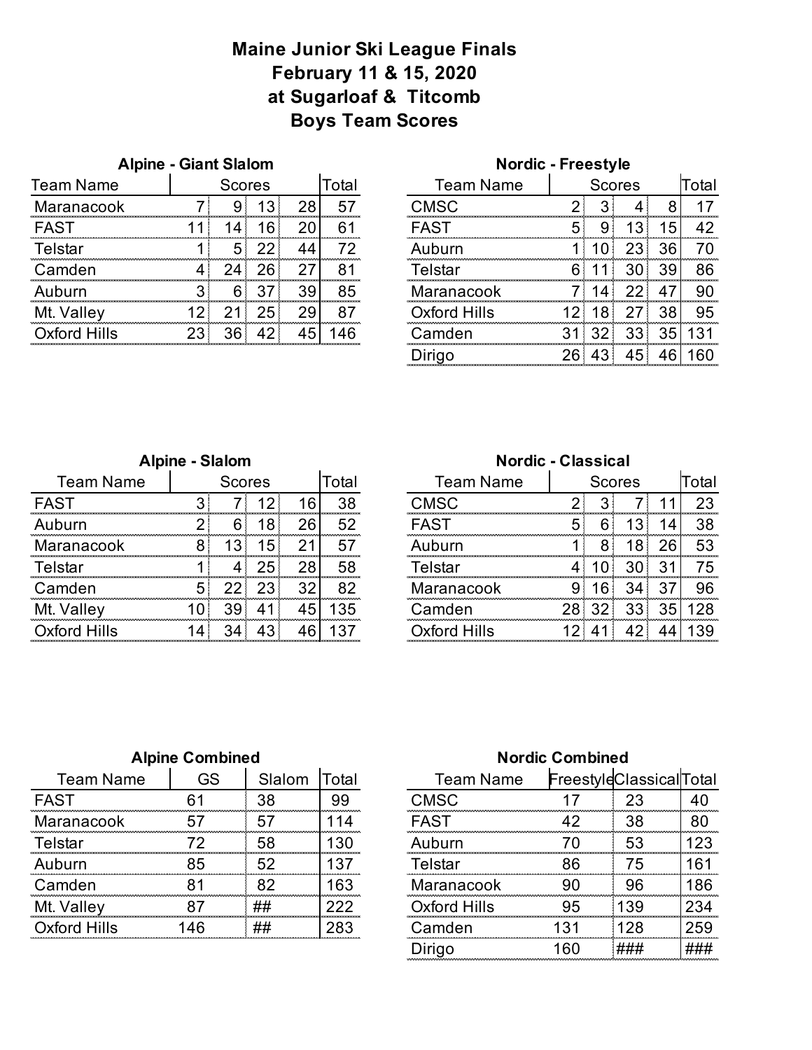# Maine Junior Ski League Finals
## February 11 & 15, 2020
## at Sugarloaf & Titcomb
## Boys Team Scores

### Alpine - Giant Slalom

| Team Name | Scores | | | | Total |
|---|---|---|---|---|---|
| Maranacook | 7 | 9 | 13 | 28 | 57 |
| FAST | 11 | 14 | 16 | 20 | 61 |
| Telstar | 1 | 5 | 22 | 44 | 72 |
| Camden | 4 | 24 | 26 | 27 | 81 |
| Auburn | 3 | 6 | 37 | 39 | 85 |
| Mt. Valley | 12 | 21 | 25 | 29 | 87 |
| Oxford Hills | 23 | 36 | 42 | 45 | 146 |

### Nordic - Freestyle

| Team Name | Scores | | | | Total |
|---|---|---|---|---|---|
| CMSC | 2 | 3 | 4 | 8 | 17 |
| FAST | 5 | 9 | 13 | 15 | 42 |
| Auburn | 1 | 10 | 23 | 36 | 70 |
| Telstar | 6 | 11 | 30 | 39 | 86 |
| Maranacook | 7 | 14 | 22 | 47 | 90 |
| Oxford Hills | 12 | 18 | 27 | 38 | 95 |
| Camden | 31 | 32 | 33 | 35 | 131 |
| Dirigo | 26 | 43 | 45 | 46 | 160 |

### Alpine - Slalom

| Team Name | Scores | | | | Total |
|---|---|---|---|---|---|
| FAST | 3 | 7 | 12 | 16 | 38 |
| Auburn | 2 | 6 | 18 | 26 | 52 |
| Maranacook | 8 | 13 | 15 | 21 | 57 |
| Telstar | 1 | 4 | 25 | 28 | 58 |
| Camden | 5 | 22 | 23 | 32 | 82 |
| Mt. Valley | 10 | 39 | 41 | 45 | 135 |
| Oxford Hills | 14 | 34 | 43 | 46 | 137 |

### Nordic - Classical

| Team Name | Scores | | | | Total |
|---|---|---|---|---|---|
| CMSC | 2 | 3 | 7 | 11 | 23 |
| FAST | 5 | 6 | 13 | 14 | 38 |
| Auburn | 1 | 8 | 18 | 26 | 53 |
| Telstar | 4 | 10 | 30 | 31 | 75 |
| Maranacook | 9 | 16 | 34 | 37 | 96 |
| Camden | 28 | 32 | 33 | 35 | 128 |
| Oxford Hills | 12 | 41 | 42 | 44 | 139 |

### Alpine Combined

| Team Name | GS | Slalom | Total |
|---|---|---|---|
| FAST | 61 | 38 | 99 |
| Maranacook | 57 | 57 | 114 |
| Telstar | 72 | 58 | 130 |
| Auburn | 85 | 52 | 137 |
| Camden | 81 | 82 | 163 |
| Mt. Valley | 87 | ## | 222 |
| Oxford Hills | 146 | ## | 283 |

### Nordic Combined

| Team Name | Freestyle | Classical | Total |
|---|---|---|---|
| CMSC | 17 | 23 | 40 |
| FAST | 42 | 38 | 80 |
| Auburn | 70 | 53 | 123 |
| Telstar | 86 | 75 | 161 |
| Maranacook | 90 | 96 | 186 |
| Oxford Hills | 95 | 139 | 234 |
| Camden | 131 | 128 | 259 |
| Dirigo | 160 | ### | ### |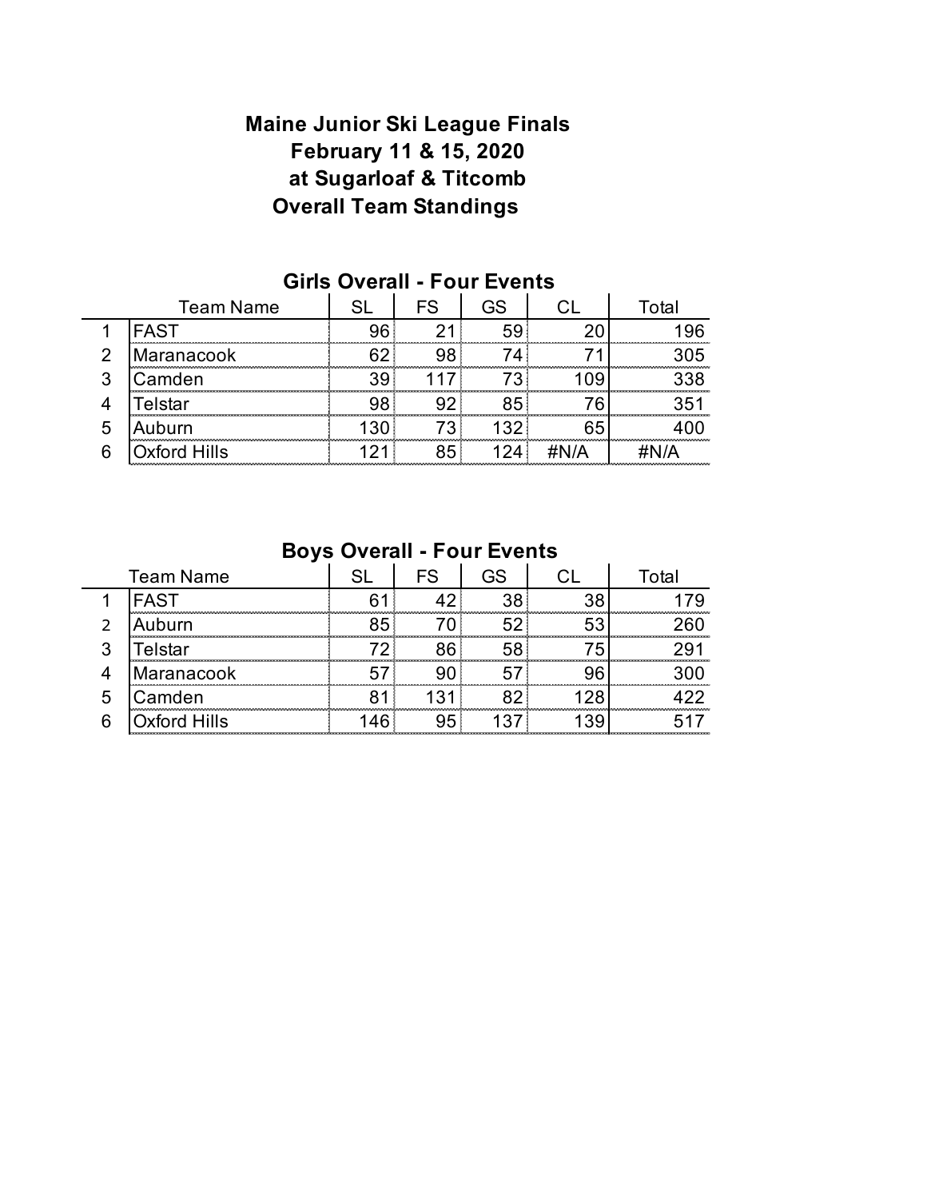# Maine Junior Ski League Finals
# February 11 & 15, 2020
# at Sugarloaf & Titcomb
# Overall Team Standings

## Girls Overall - Four Events

| | Team Name | SL | FS | GS | CL | Total |
|---|---|---|---|---|---|---|
| 1 | FAST | 96 | 21 | 59 | 20 | 196 |
| 2 | Maranacook | 62 | 98 | 74 | 71 | 305 |
| 3 | Camden | 39 | 117 | 73 | 109 | 338 |
| 4 | Telstar | 98 | 92 | 85 | 76 | 351 |
| 5 | Auburn | 130 | 73 | 132 | 65 | 400 |
| 6 | Oxford Hills | 121 | 85 | 124 | #N/A | #N/A |

## Boys Overall - Four Events

| | Team Name | SL | FS | GS | CL | Total |
|---|---|---|---|---|---|---|
| 1 | FAST | 61 | 42 | 38 | 38 | 179 |
| 2 | Auburn | 85 | 70 | 52 | 53 | 260 |
| 3 | Telstar | 72 | 86 | 58 | 75 | 291 |
| 4 | Maranacook | 57 | 90 | 57 | 96 | 300 |
| 5 | Camden | 81 | 131 | 82 | 128 | 422 |
| 6 | Oxford Hills | 146 | 95 | 137 | 139 | 517 |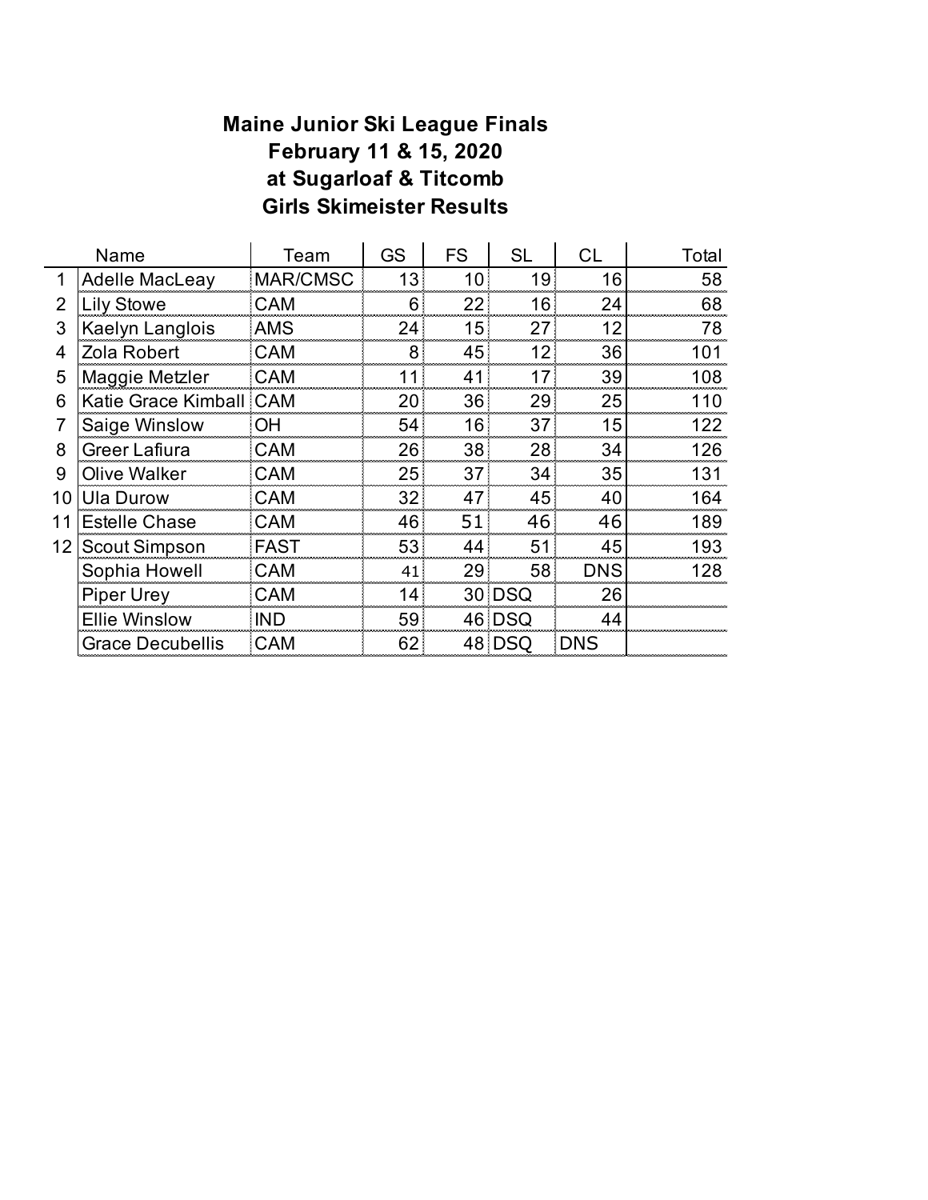**Maine Junior Ski League Finals**
**February 11 & 15, 2020**
**at Sugarloaf & Titcomb**
**Girls Skimeister Results**

| | Name | Team | GS | FS | SL | CL | Total |
|---|---|---|---|---|---|---|---|
| 1 | Adelle MacLeay | MAR/CMSC | 13 | 10 | 19 | 16 | 58 |
| 2 | Lily Stowe | CAM | 6 | 22 | 16 | 24 | 68 |
| 3 | Kaelyn Langlois | AMS | 24 | 15 | 27 | 12 | 78 |
| 4 | Zola Robert | CAM | 8 | 45 | 12 | 36 | 101 |
| 5 | Maggie Metzler | CAM | 11 | 41 | 17 | 39 | 108 |
| 6 | Katie Grace Kimball | CAM | 20 | 36 | 29 | 25 | 110 |
| 7 | Saige Winslow | OH | 54 | 16 | 37 | 15 | 122 |
| 8 | Greer Lafiura | CAM | 26 | 38 | 28 | 34 | 126 |
| 9 | Olive Walker | CAM | 25 | 37 | 34 | 35 | 131 |
| 10 | Ula Durow | CAM | 32 | 47 | 45 | 40 | 164 |
| 11 | Estelle Chase | CAM | 46 | 51 | 46 | 46 | 189 |
| 12 | Scout Simpson | FAST | 53 | 44 | 51 | 45 | 193 |
| | Sophia Howell | CAM | 41 | 29 | 58 | DNS | 128 |
| | Piper Urey | CAM | 14 | 30 | DSQ | 26 | |
| | Ellie Winslow | IND | 59 | 46 | DSQ | 44 | |
| | Grace Decubellis | CAM | 62 | 48 | DSQ | DNS | |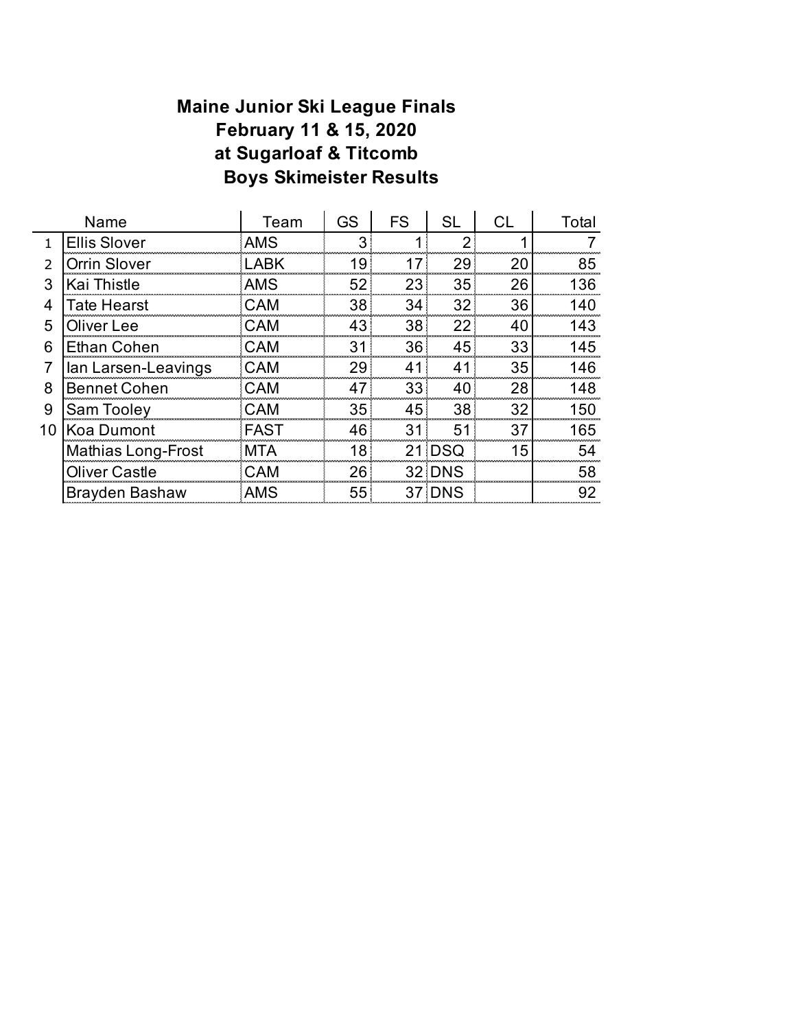# Maine Junior Ski League Finals
## February 11 & 15, 2020
## at Sugarloaf & Titcomb
## Boys Skimeister Results

| | Name | Team | GS | FS | SL | CL | Total |
|---|---|---|---|---|---|---|---|
| 1 | Ellis Slover | AMS | 3 | 1 | 2 | 1 | 7 |
| 2 | Orrin Slover | LABK | 19 | 17 | 29 | 20 | 85 |
| 3 | Kai Thistle | AMS | 52 | 23 | 35 | 26 | 136 |
| 4 | Tate Hearst | CAM | 38 | 34 | 32 | 36 | 140 |
| 5 | Oliver Lee | CAM | 43 | 38 | 22 | 40 | 143 |
| 6 | Ethan Cohen | CAM | 31 | 36 | 45 | 33 | 145 |
| 7 | Ian Larsen-Leavings | CAM | 29 | 41 | 41 | 35 | 146 |
| 8 | Bennet Cohen | CAM | 47 | 33 | 40 | 28 | 148 |
| 9 | Sam Tooley | CAM | 35 | 45 | 38 | 32 | 150 |
| 10 | Koa Dumont | FAST | 46 | 31 | 51 | 37 | 165 |
| | Mathias Long-Frost | MTA | 18 | 21 | DSQ | 15 | 54 |
| | Oliver Castle | CAM | 26 | 32 | DNS | | 58 |
| | Brayden Bashaw | AMS | 55 | 37 | DNS | | 92 |